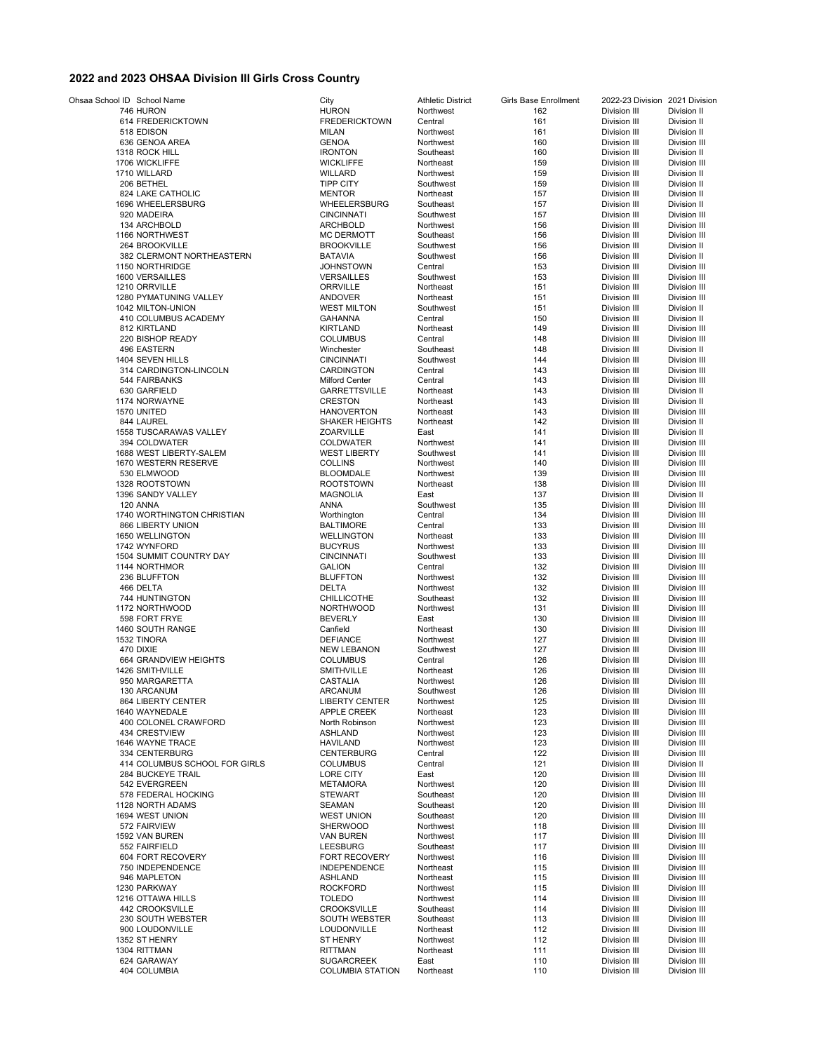## 2022 and 2023 OHSAA Division III Girls Cross Country

| Ohsaa School ID | School Name | City | Athletic District | Girls Base Enrollment | 2022-23 Division | 2021 Division |
|---|---|---|---|---|---|---|
| 746 | HURON | HURON | Northwest | 162 | Division III | Division II |
| 614 | FREDERICKTOWN | FREDERICKTOWN | Central | 161 | Division III | Division II |
| 518 | EDISON | MILAN | Northwest | 161 | Division III | Division II |
| 636 | GENOA AREA | GENOA | Northwest | 160 | Division III | Division III |
| 1318 | ROCK HILL | IRONTON | Southeast | 160 | Division III | Division II |
| 1706 | WICKLIFFE | WICKLIFFE | Northeast | 159 | Division III | Division III |
| 1710 | WILLARD | WILLARD | Northwest | 159 | Division III | Division II |
| 206 | BETHEL | TIPP CITY | Southwest | 159 | Division III | Division II |
| 824 | LAKE CATHOLIC | MENTOR | Northeast | 157 | Division III | Division II |
| 1696 | WHEELERSBURG | WHEELERSBURG | Southeast | 157 | Division III | Division II |
| 920 | MADEIRA | CINCINNATI | Southwest | 157 | Division III | Division III |
| 134 | ARCHBOLD | ARCHBOLD | Northwest | 156 | Division III | Division III |
| 1166 | NORTHWEST | MC DERMOTT | Southeast | 156 | Division III | Division III |
| 264 | BROOKVILLE | BROOKVILLE | Southwest | 156 | Division III | Division II |
| 382 | CLERMONT NORTHEASTERN | BATAVIA | Southwest | 156 | Division III | Division II |
| 1150 | NORTHRIDGE | JOHNSTOWN | Central | 153 | Division III | Division III |
| 1600 | VERSAILLES | VERSAILLES | Southwest | 153 | Division III | Division III |
| 1210 | ORRVILLE | ORRVILLE | Northeast | 151 | Division III | Division III |
| 1280 | PYMATUNING VALLEY | ANDOVER | Northeast | 151 | Division III | Division III |
| 1042 | MILTON-UNION | WEST MILTON | Southwest | 151 | Division III | Division II |
| 410 | COLUMBUS ACADEMY | GAHANNA | Central | 150 | Division III | Division II |
| 812 | KIRTLAND | KIRTLAND | Northeast | 149 | Division III | Division III |
| 220 | BISHOP READY | COLUMBUS | Central | 148 | Division III | Division III |
| 496 | EASTERN | Winchester | Southeast | 148 | Division III | Division II |
| 1404 | SEVEN HILLS | CINCINNATI | Southwest | 144 | Division III | Division III |
| 314 | CARDINGTON-LINCOLN | CARDINGTON | Central | 143 | Division III | Division III |
| 544 | FAIRBANKS | Milford Center | Central | 143 | Division III | Division III |
| 630 | GARFIELD | GARRETTSVILLE | Northeast | 143 | Division III | Division II |
| 1174 | NORWAYNE | CRESTON | Northeast | 143 | Division III | Division II |
| 1570 | UNITED | HANOVERTON | Northeast | 143 | Division III | Division III |
| 844 | LAUREL | SHAKER HEIGHTS | Northeast | 142 | Division III | Division II |
| 1558 | TUSCARAWAS VALLEY | ZOARVILLE | East | 141 | Division III | Division II |
| 394 | COLDWATER | COLDWATER | Northwest | 141 | Division III | Division III |
| 1688 | WEST LIBERTY-SALEM | WEST LIBERTY | Southwest | 141 | Division III | Division III |
| 1670 | WESTERN RESERVE | COLLINS | Northwest | 140 | Division III | Division III |
| 530 | ELMWOOD | BLOOMDALE | Northwest | 139 | Division III | Division III |
| 1328 | ROOTSTOWN | ROOTSTOWN | Northeast | 138 | Division III | Division III |
| 1396 | SANDY VALLEY | MAGNOLIA | East | 137 | Division III | Division II |
| 120 | ANNA | ANNA | Southwest | 135 | Division III | Division III |
| 1740 | WORTHINGTON CHRISTIAN | Worthington | Central | 134 | Division III | Division III |
| 866 | LIBERTY UNION | BALTIMORE | Central | 133 | Division III | Division III |
| 1650 | WELLINGTON | WELLINGTON | Northeast | 133 | Division III | Division III |
| 1742 | WYNFORD | BUCYRUS | Northwest | 133 | Division III | Division III |
| 1504 | SUMMIT COUNTRY DAY | CINCINNATI | Southwest | 133 | Division III | Division III |
| 1144 | NORTHMOR | GALION | Central | 132 | Division III | Division III |
| 236 | BLUFFTON | BLUFFTON | Northwest | 132 | Division III | Division III |
| 466 | DELTA | DELTA | Northwest | 132 | Division III | Division III |
| 744 | HUNTINGTON | CHILLICOTHE | Southeast | 132 | Division III | Division III |
| 1172 | NORTHWOOD | NORTHWOOD | Northwest | 131 | Division III | Division III |
| 598 | FORT FRYE | BEVERLY | East | 130 | Division III | Division III |
| 1460 | SOUTH RANGE | Canfield | Northeast | 130 | Division III | Division III |
| 1532 | TINORA | DEFIANCE | Northwest | 127 | Division III | Division III |
| 470 | DIXIE | NEW LEBANON | Southwest | 127 | Division III | Division III |
| 664 | GRANDVIEW HEIGHTS | COLUMBUS | Central | 126 | Division III | Division III |
| 1426 | SMITHVILLE | SMITHVILLE | Northeast | 126 | Division III | Division III |
| 950 | MARGARETTA | CASTALIA | Northwest | 126 | Division III | Division III |
| 130 | ARCANUM | ARCANUM | Southwest | 126 | Division III | Division III |
| 864 | LIBERTY CENTER | LIBERTY CENTER | Northwest | 125 | Division III | Division III |
| 1640 | WAYNEDALE | APPLE CREEK | Northeast | 123 | Division III | Division III |
| 400 | COLONEL CRAWFORD | North Robinson | Northwest | 123 | Division III | Division III |
| 434 | CRESTVIEW | ASHLAND | Northwest | 123 | Division III | Division III |
| 1646 | WAYNE TRACE | HAVILAND | Northwest | 123 | Division III | Division III |
| 334 | CENTERBURG | CENTERBURG | Central | 122 | Division III | Division III |
| 414 | COLUMBUS SCHOOL FOR GIRLS | COLUMBUS | Central | 121 | Division III | Division II |
| 284 | BUCKEYE TRAIL | LORE CITY | East | 120 | Division III | Division III |
| 542 | EVERGREEN | METAMORA | Northwest | 120 | Division III | Division III |
| 578 | FEDERAL HOCKING | STEWART | Southeast | 120 | Division III | Division III |
| 1128 | NORTH ADAMS | SEAMAN | Southeast | 120 | Division III | Division III |
| 1694 | WEST UNION | WEST UNION | Southeast | 120 | Division III | Division III |
| 572 | FAIRVIEW | SHERWOOD | Northwest | 118 | Division III | Division III |
| 1592 | VAN BUREN | VAN BUREN | Northwest | 117 | Division III | Division III |
| 552 | FAIRFIELD | LEESBURG | Southeast | 117 | Division III | Division III |
| 604 | FORT RECOVERY | FORT RECOVERY | Northwest | 116 | Division III | Division III |
| 750 | INDEPENDENCE | INDEPENDENCE | Northeast | 115 | Division III | Division III |
| 946 | MAPLETON | ASHLAND | Northeast | 115 | Division III | Division III |
| 1230 | PARKWAY | ROCKFORD | Northwest | 115 | Division III | Division III |
| 1216 | OTTAWA HILLS | TOLEDO | Northwest | 114 | Division III | Division III |
| 442 | CROOKSVILLE | CROOKSVILLE | Southeast | 114 | Division III | Division III |
| 230 | SOUTH WEBSTER | SOUTH WEBSTER | Southeast | 113 | Division III | Division III |
| 900 | LOUDONVILLE | LOUDONVILLE | Northeast | 112 | Division III | Division III |
| 1352 | ST HENRY | ST HENRY | Northwest | 112 | Division III | Division III |
| 1304 | RITTMAN | RITTMAN | Northeast | 111 | Division III | Division III |
| 624 | GARAWAY | SUGARCREEK | East | 110 | Division III | Division III |
| 404 | COLUMBIA | COLUMBIA STATION | Northeast | 110 | Division III | Division III |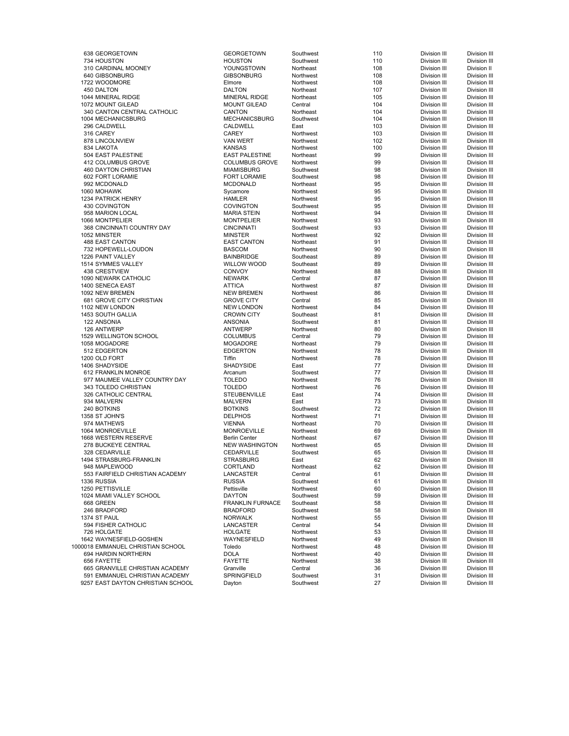| | | | | | | |
|---|---|---|---|---|---|---|
| 638 | GEORGETOWN | GEORGETOWN | Southwest | 110 | Division III | Division III |
| 734 | HOUSTON | HOUSTON | Southwest | 110 | Division III | Division III |
| 310 | CARDINAL MOONEY | YOUNGSTOWN | Northeast | 108 | Division III | Division II |
| 640 | GIBSONBURG | GIBSONBURG | Northwest | 108 | Division III | Division III |
| 1722 | WOODMORE | Elmore | Northwest | 108 | Division III | Division III |
| 450 | DALTON | DALTON | Northeast | 107 | Division III | Division III |
| 1044 | MINERAL RIDGE | MINERAL RIDGE | Northeast | 105 | Division III | Division III |
| 1072 | MOUNT GILEAD | MOUNT GILEAD | Central | 104 | Division III | Division III |
| 340 | CANTON CENTRAL CATHOLIC | CANTON | Northeast | 104 | Division III | Division III |
| 1004 | MECHANICSBURG | MECHANICSBURG | Southwest | 104 | Division III | Division III |
| 296 | CALDWELL | CALDWELL | East | 103 | Division III | Division III |
| 316 | CAREY | CAREY | Northwest | 103 | Division III | Division III |
| 878 | LINCOLNVIEW | VAN WERT | Northwest | 102 | Division III | Division III |
| 834 | LAKOTA | KANSAS | Northwest | 100 | Division III | Division III |
| 504 | EAST PALESTINE | EAST PALESTINE | Northeast | 99 | Division III | Division III |
| 412 | COLUMBUS GROVE | COLUMBUS GROVE | Northwest | 99 | Division III | Division III |
| 460 | DAYTON CHRISTIAN | MIAMISBURG | Southwest | 98 | Division III | Division III |
| 602 | FORT LORAMIE | FORT LORAMIE | Southwest | 98 | Division III | Division III |
| 992 | MCDONALD | MCDONALD | Northeast | 95 | Division III | Division III |
| 1060 | MOHAWK | Sycamore | Northwest | 95 | Division III | Division III |
| 1234 | PATRICK HENRY | HAMLER | Northwest | 95 | Division III | Division III |
| 430 | COVINGTON | COVINGTON | Southwest | 95 | Division III | Division III |
| 958 | MARION LOCAL | MARIA STEIN | Northwest | 94 | Division III | Division III |
| 1066 | MONTPELIER | MONTPELIER | Northwest | 93 | Division III | Division III |
| 368 | CINCINNATI COUNTRY DAY | CINCINNATI | Southwest | 93 | Division III | Division III |
| 1052 | MINSTER | MINSTER | Northwest | 92 | Division III | Division III |
| 488 | EAST CANTON | EAST CANTON | Northeast | 91 | Division III | Division III |
| 732 | HOPEWELL-LOUDON | BASCOM | Northwest | 90 | Division III | Division III |
| 1226 | PAINT VALLEY | BAINBRIDGE | Southeast | 89 | Division III | Division III |
| 1514 | SYMMES VALLEY | WILLOW WOOD | Southeast | 89 | Division III | Division III |
| 438 | CRESTVIEW | CONVOY | Northwest | 88 | Division III | Division III |
| 1090 | NEWARK CATHOLIC | NEWARK | Central | 87 | Division III | Division III |
| 1400 | SENECA EAST | ATTICA | Northwest | 87 | Division III | Division III |
| 1092 | NEW BREMEN | NEW BREMEN | Northwest | 86 | Division III | Division III |
| 681 | GROVE CITY CHRISTIAN | GROVE CITY | Central | 85 | Division III | Division III |
| 1102 | NEW LONDON | NEW LONDON | Northwest | 84 | Division III | Division III |
| 1453 | SOUTH GALLIA | CROWN CITY | Southeast | 81 | Division III | Division III |
| 122 | ANSONIA | ANSONIA | Southwest | 81 | Division III | Division III |
| 126 | ANTWERP | ANTWERP | Northwest | 80 | Division III | Division III |
| 1529 | WELLINGTON SCHOOL | COLUMBUS | Central | 79 | Division III | Division III |
| 1058 | MOGADORE | MOGADORE | Northeast | 79 | Division III | Division III |
| 512 | EDGERTON | EDGERTON | Northwest | 78 | Division III | Division III |
| 1200 | OLD FORT | Tiffin | Northwest | 78 | Division III | Division III |
| 1406 | SHADYSIDE | SHADYSIDE | East | 77 | Division III | Division III |
| 612 | FRANKLIN MONROE | Arcanum | Southwest | 77 | Division III | Division III |
| 977 | MAUMEE VALLEY COUNTRY DAY | TOLEDO | Northwest | 76 | Division III | Division III |
| 343 | TOLEDO CHRISTIAN | TOLEDO | Northwest | 76 | Division III | Division III |
| 326 | CATHOLIC CENTRAL | STEUBENVILLE | East | 74 | Division III | Division III |
| 934 | MALVERN | MALVERN | East | 73 | Division III | Division III |
| 240 | BOTKINS | BOTKINS | Southwest | 72 | Division III | Division III |
| 1358 | ST JOHN'S | DELPHOS | Northwest | 71 | Division III | Division III |
| 974 | MATHEWS | VIENNA | Northeast | 70 | Division III | Division III |
| 1064 | MONROEVILLE | MONROEVILLE | Northwest | 69 | Division III | Division III |
| 1668 | WESTERN RESERVE | Berlin Center | Northeast | 67 | Division III | Division III |
| 278 | BUCKEYE CENTRAL | NEW WASHINGTON | Northwest | 65 | Division III | Division III |
| 328 | CEDARVILLE | CEDARVILLE | Southwest | 65 | Division III | Division III |
| 1494 | STRASBURG-FRANKLIN | STRASBURG | East | 62 | Division III | Division III |
| 948 | MAPLEWOOD | CORTLAND | Northeast | 62 | Division III | Division III |
| 553 | FAIRFIELD CHRISTIAN ACADEMY | LANCASTER | Central | 61 | Division III | Division III |
| 1336 | RUSSIA | RUSSIA | Southwest | 61 | Division III | Division III |
| 1250 | PETTISVILLE | Pettisville | Northwest | 60 | Division III | Division III |
| 1024 | MIAMI VALLEY SCHOOL | DAYTON | Southwest | 59 | Division III | Division III |
| 668 | GREEN | FRANKLIN FURNACE | Southeast | 58 | Division III | Division III |
| 246 | BRADFORD | BRADFORD | Southwest | 58 | Division III | Division III |
| 1374 | ST PAUL | NORWALK | Northwest | 55 | Division III | Division III |
| 594 | FISHER CATHOLIC | LANCASTER | Central | 54 | Division III | Division III |
| 726 | HOLGATE | HOLGATE | Northwest | 53 | Division III | Division III |
| 1642 | WAYNESFIELD-GOSHEN | WAYNESFIELD | Northwest | 49 | Division III | Division III |
| 1000018 | EMMANUEL CHRISTIAN SCHOOL | Toledo | Northwest | 48 | Division III | Division III |
| 694 | HARDIN NORTHERN | DOLA | Northwest | 40 | Division III | Division III |
| 656 | FAYETTE | FAYETTE | Northwest | 38 | Division III | Division III |
| 665 | GRANVILLE CHRISTIAN ACADEMY | Granville | Central | 36 | Division III | Division III |
| 591 | EMMANUEL CHRISTIAN ACADEMY | SPRINGFIELD | Southwest | 31 | Division III | Division III |
| 9257 | EAST DAYTON CHRISTIAN SCHOOL | Dayton | Southwest | 27 | Division III | Division III |